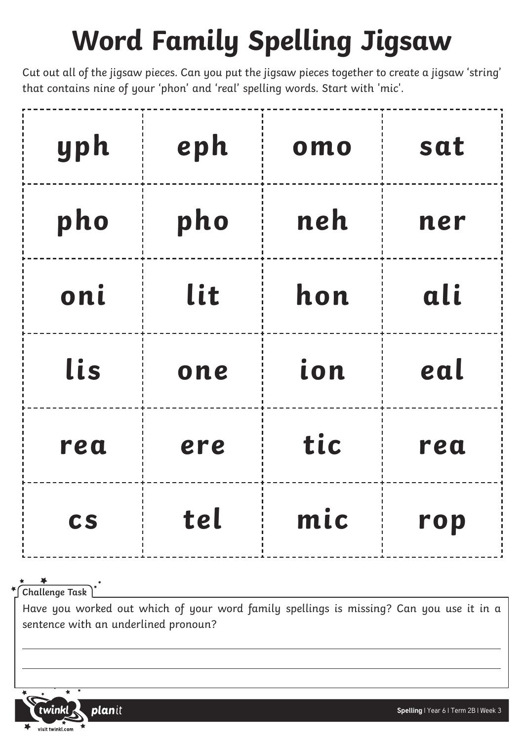# Word Family Spelling Jigsaw

Cut out all of the jigsaw pieces. Can you put the jigsaw pieces together to create a jigsaw 'string' that contains nine of your 'phon' and 'real' spelling words. Start with 'mic'.

| | | | |
|---|---|---|---|
| yph | eph | omo | sat |
| pho | pho | neh | ner |
| oni | lit | hon | ali |
| lis | one | ion | eal |
| rea | ere | tic | rea |
| cs | tel | mic | rop |

**Challenge Task**

Have you worked out which of your word family spellings is missing? Can you use it in a sentence with an underlined pronoun?

______________________________________________

______________________________________________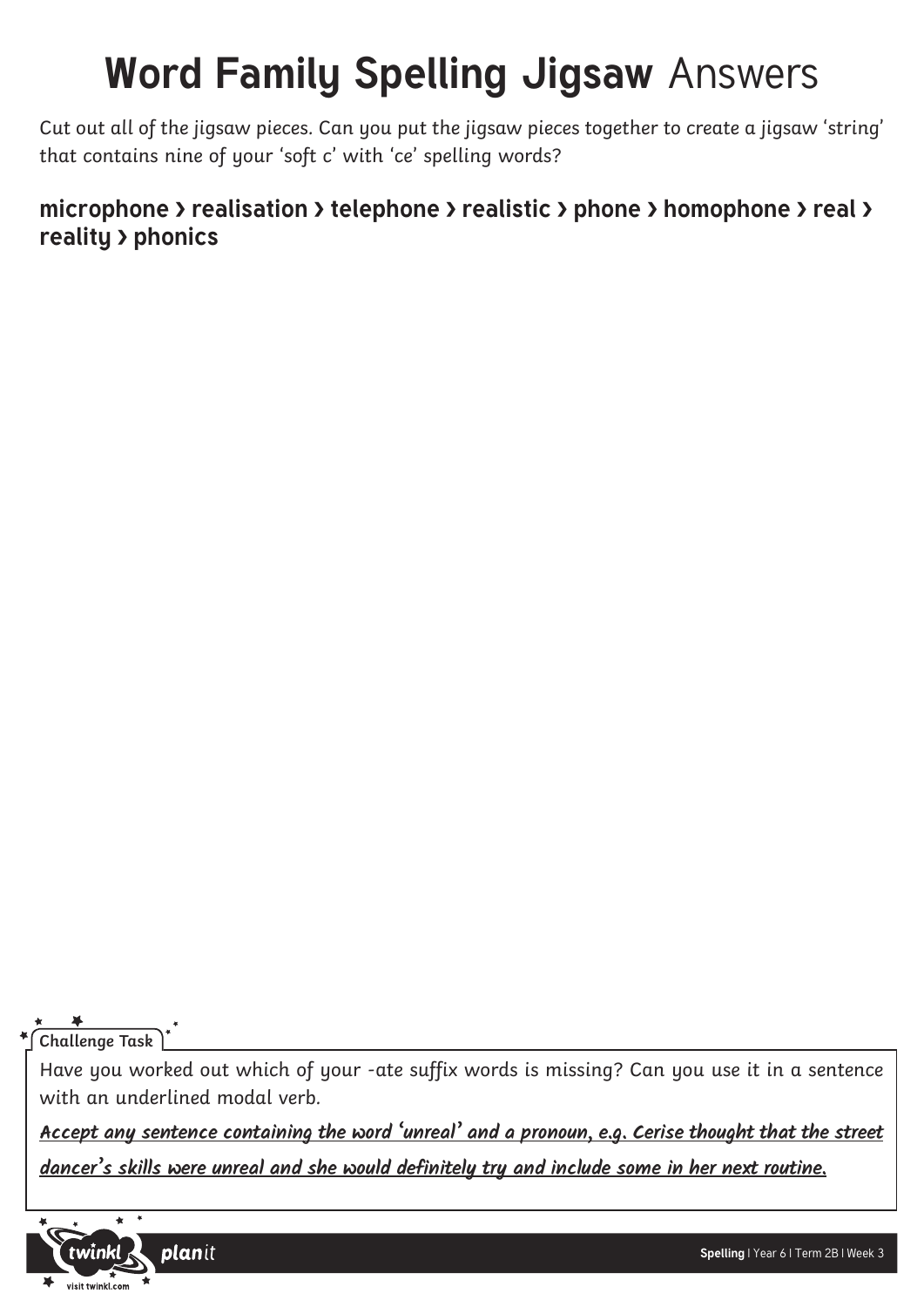# **Word Family Spelling Jigsaw** Answers

Cut out all of the jigsaw pieces. Can you put the jigsaw pieces together to create a jigsaw 'string' that contains nine of your 'soft c' with 'ce' spelling words?

**microphone › realisation › telephone › realistic › phone › homophone › real › reality › phonics**

**Challenge Task**

Have you worked out which of your -ate suffix words is missing? Can you use it in a sentence with an underlined modal verb.

*Accept any sentence containing the word 'unreal' and a pronoun, e.g. Cerise thought that the street dancer's skills were unreal and she would definitely try and include some in her next routine.*